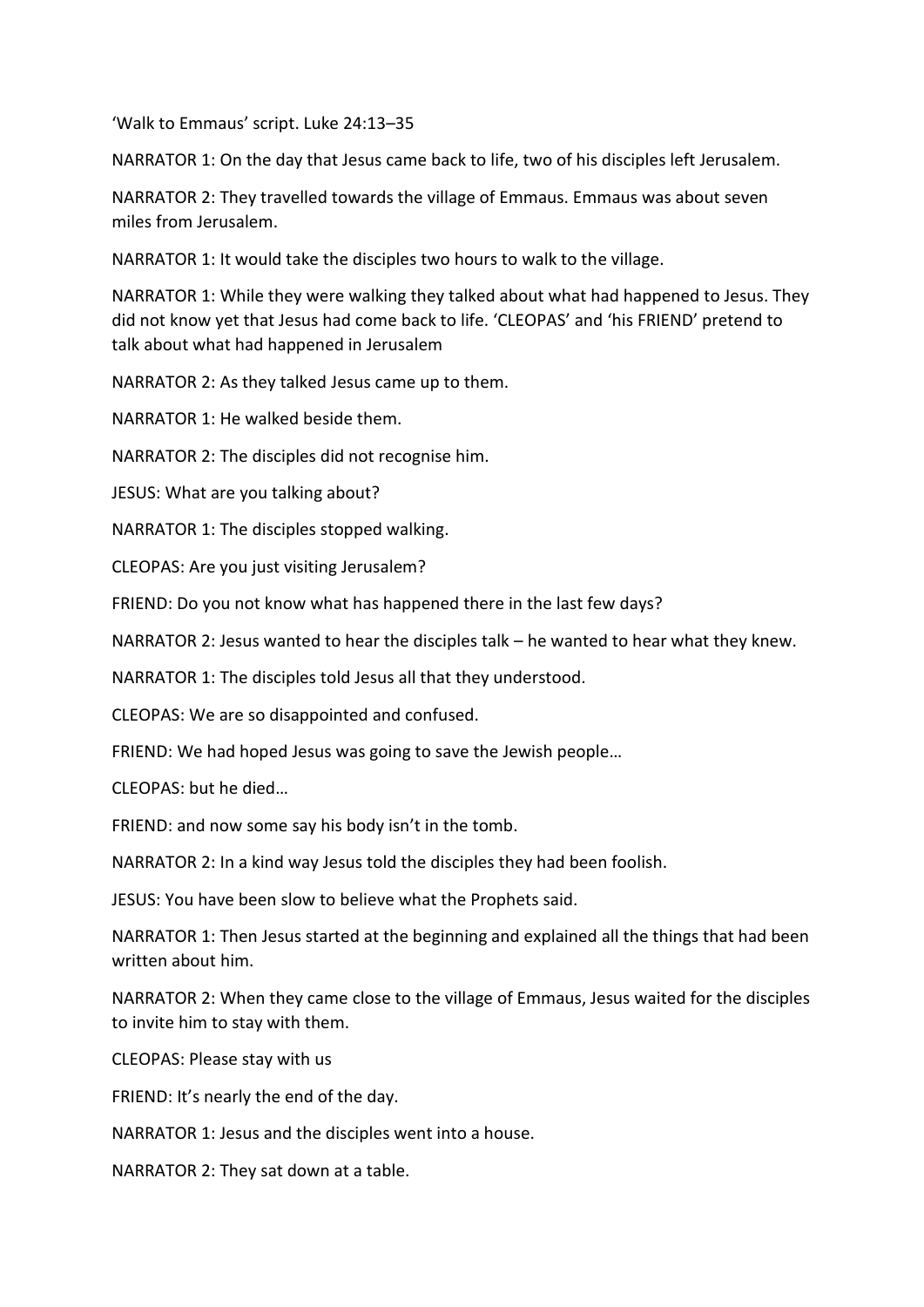'Walk to Emmaus' script. Luke 24:13–35

NARRATOR 1: On the day that Jesus came back to life, two of his disciples left Jerusalem.

NARRATOR 2: They travelled towards the village of Emmaus. Emmaus was about seven miles from Jerusalem.

NARRATOR 1: It would take the disciples two hours to walk to the village.

NARRATOR 1: While they were walking they talked about what had happened to Jesus. They did not know yet that Jesus had come back to life. 'CLEOPAS' and 'his FRIEND' pretend to talk about what had happened in Jerusalem

NARRATOR 2: As they talked Jesus came up to them.

NARRATOR 1: He walked beside them.

NARRATOR 2: The disciples did not recognise him.

JESUS: What are you talking about?

NARRATOR 1: The disciples stopped walking.

CLEOPAS: Are you just visiting Jerusalem?

FRIEND: Do you not know what has happened there in the last few days?

NARRATOR 2: Jesus wanted to hear the disciples talk – he wanted to hear what they knew.

NARRATOR 1: The disciples told Jesus all that they understood.

CLEOPAS: We are so disappointed and confused.

FRIEND: We had hoped Jesus was going to save the Jewish people…

CLEOPAS: but he died…

FRIEND: and now some say his body isn't in the tomb.

NARRATOR 2: In a kind way Jesus told the disciples they had been foolish.

JESUS: You have been slow to believe what the Prophets said.

NARRATOR 1: Then Jesus started at the beginning and explained all the things that had been written about him.

NARRATOR 2: When they came close to the village of Emmaus, Jesus waited for the disciples to invite him to stay with them.

CLEOPAS: Please stay with us

FRIEND: It's nearly the end of the day.

NARRATOR 1: Jesus and the disciples went into a house.

NARRATOR 2: They sat down at a table.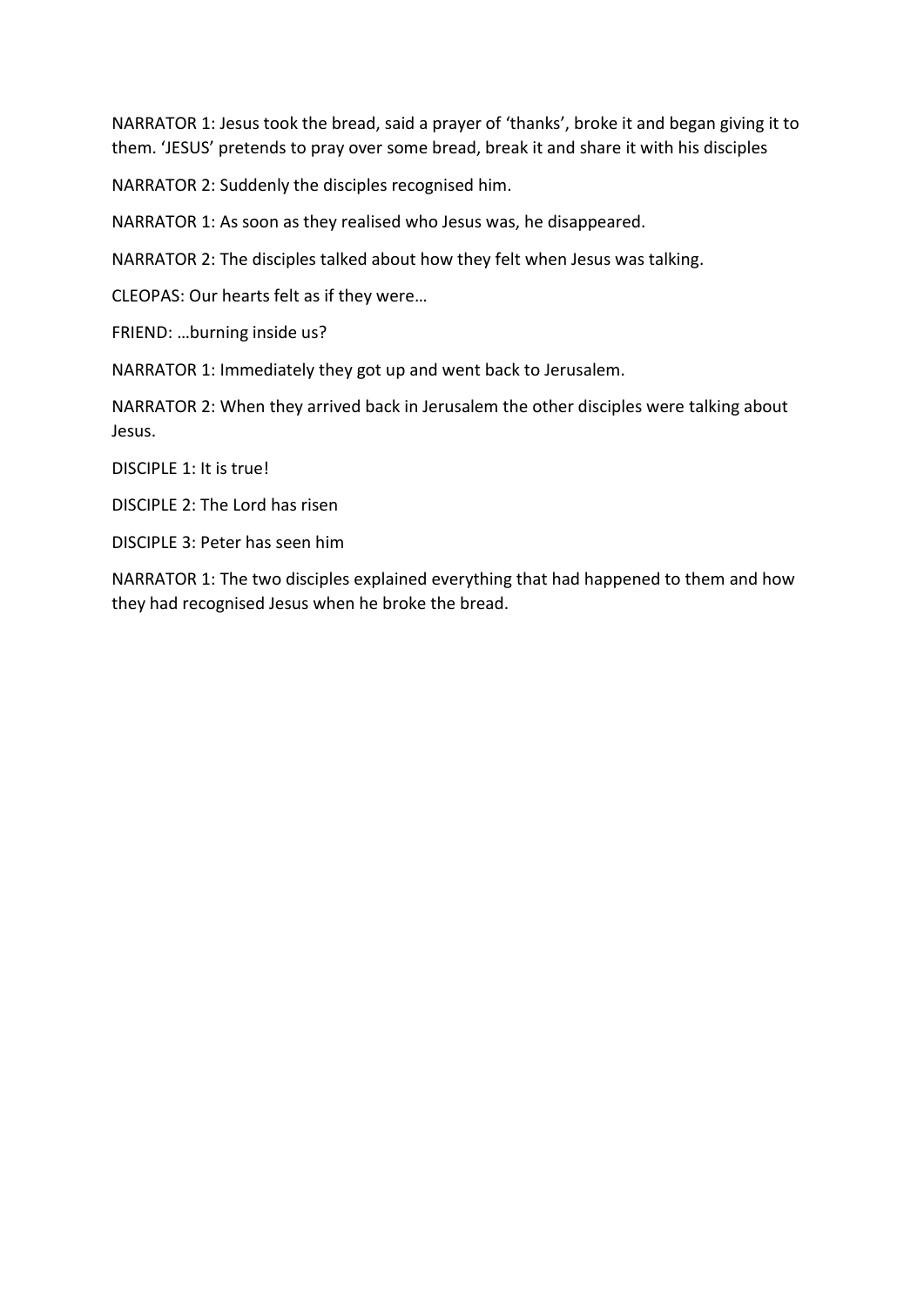NARRATOR 1: Jesus took the bread, said a prayer of 'thanks', broke it and began giving it to them. 'JESUS' pretends to pray over some bread, break it and share it with his disciples

NARRATOR 2: Suddenly the disciples recognised him.

NARRATOR 1: As soon as they realised who Jesus was, he disappeared.

NARRATOR 2: The disciples talked about how they felt when Jesus was talking.

CLEOPAS: Our hearts felt as if they were…

FRIEND: …burning inside us?

NARRATOR 1: Immediately they got up and went back to Jerusalem.

NARRATOR 2: When they arrived back in Jerusalem the other disciples were talking about Jesus.

DISCIPLE 1: It is true!

DISCIPLE 2: The Lord has risen

DISCIPLE 3: Peter has seen him

NARRATOR 1: The two disciples explained everything that had happened to them and how they had recognised Jesus when he broke the bread.